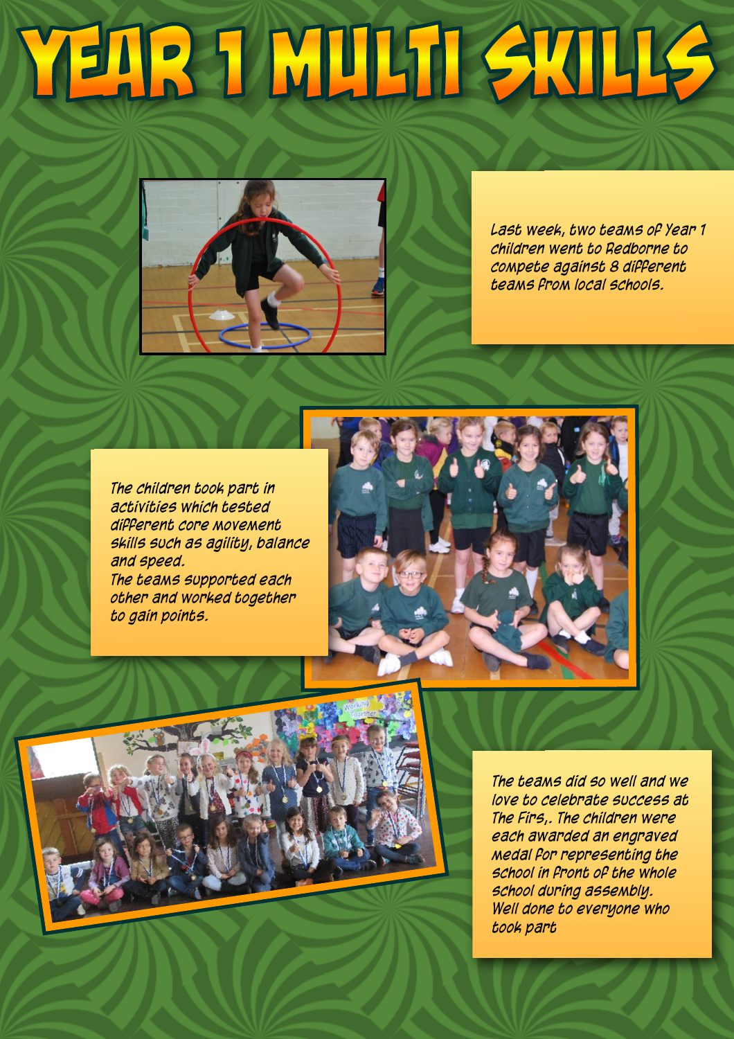# YEAR 1 MULTI SKILLS

Last week, two teams of Year 1 children went to Redborne to compete against 8 different teams from local schools.

The children took part in activities which tested different core movement skills such as agility, balance and speed.
The teams supported each other and worked together to gain points.

The teams did so well and we love to celebrate success at The Firs,. The children were each awarded an engraved medal for representing the school in front of the whole school during assembly.
Well done to everyone who took part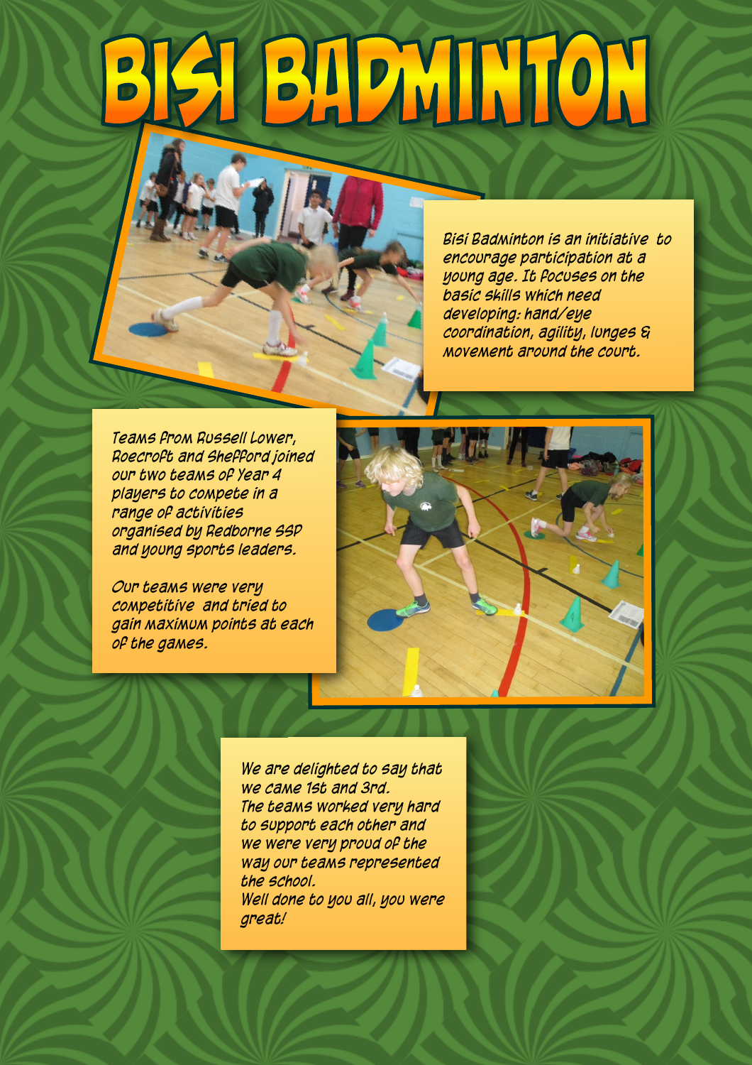# Bisi Badminton

Bisi Badminton is an initiative to encourage participation at a young age. It focuses on the basic skills which need developing: hand/eye coordination, agility, lunges & movement around the court.

Teams from Russell Lower, Roecroft and Shefford joined our two teams of Year 4 players to compete in a range of activities organised by Redborne SSP and young sports leaders.

Our teams were very competitive and tried to gain maximum points at each of the games.

We are delighted to say that we came 1st and 3rd.
The teams worked very hard to support each other and we were very proud of the way our teams represented the school.
Well done to you all, you were great!